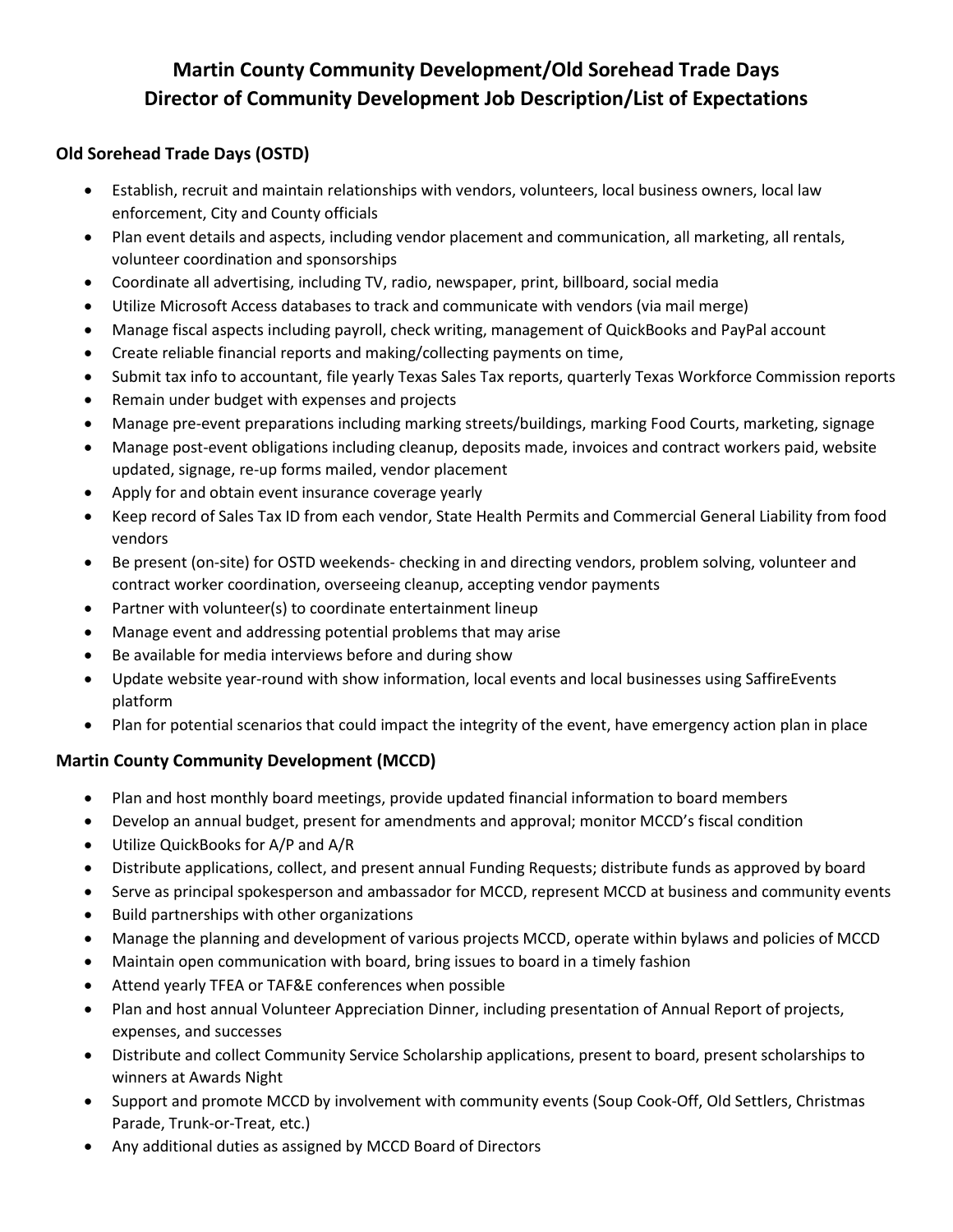# Martin County Community Development/Old Sorehead Trade Days
# Director of Community Development Job Description/List of Expectations

## Old Sorehead Trade Days (OSTD)

- Establish, recruit and maintain relationships with vendors, volunteers, local business owners, local law enforcement, City and County officials
- Plan event details and aspects, including vendor placement and communication, all marketing, all rentals, volunteer coordination and sponsorships
- Coordinate all advertising, including TV, radio, newspaper, print, billboard, social media
- Utilize Microsoft Access databases to track and communicate with vendors (via mail merge)
- Manage fiscal aspects including payroll, check writing, management of QuickBooks and PayPal account
- Create reliable financial reports and making/collecting payments on time,
- Submit tax info to accountant, file yearly Texas Sales Tax reports, quarterly Texas Workforce Commission reports
- Remain under budget with expenses and projects
- Manage pre-event preparations including marking streets/buildings, marking Food Courts, marketing, signage
- Manage post-event obligations including cleanup, deposits made, invoices and contract workers paid, website updated, signage, re-up forms mailed, vendor placement
- Apply for and obtain event insurance coverage yearly
- Keep record of Sales Tax ID from each vendor, State Health Permits and Commercial General Liability from food vendors
- Be present (on-site) for OSTD weekends- checking in and directing vendors, problem solving, volunteer and contract worker coordination, overseeing cleanup, accepting vendor payments
- Partner with volunteer(s) to coordinate entertainment lineup
- Manage event and addressing potential problems that may arise
- Be available for media interviews before and during show
- Update website year-round with show information, local events and local businesses using SaffireEvents platform
- Plan for potential scenarios that could impact the integrity of the event, have emergency action plan in place

## Martin County Community Development (MCCD)

- Plan and host monthly board meetings, provide updated financial information to board members
- Develop an annual budget, present for amendments and approval; monitor MCCD's fiscal condition
- Utilize QuickBooks for A/P and A/R
- Distribute applications, collect, and present annual Funding Requests; distribute funds as approved by board
- Serve as principal spokesperson and ambassador for MCCD, represent MCCD at business and community events
- Build partnerships with other organizations
- Manage the planning and development of various projects MCCD, operate within bylaws and policies of MCCD
- Maintain open communication with board, bring issues to board in a timely fashion
- Attend yearly TFEA or TAF&E conferences when possible
- Plan and host annual Volunteer Appreciation Dinner, including presentation of Annual Report of projects, expenses, and successes
- Distribute and collect Community Service Scholarship applications, present to board, present scholarships to winners at Awards Night
- Support and promote MCCD by involvement with community events (Soup Cook-Off, Old Settlers, Christmas Parade, Trunk-or-Treat, etc.)
- Any additional duties as assigned by MCCD Board of Directors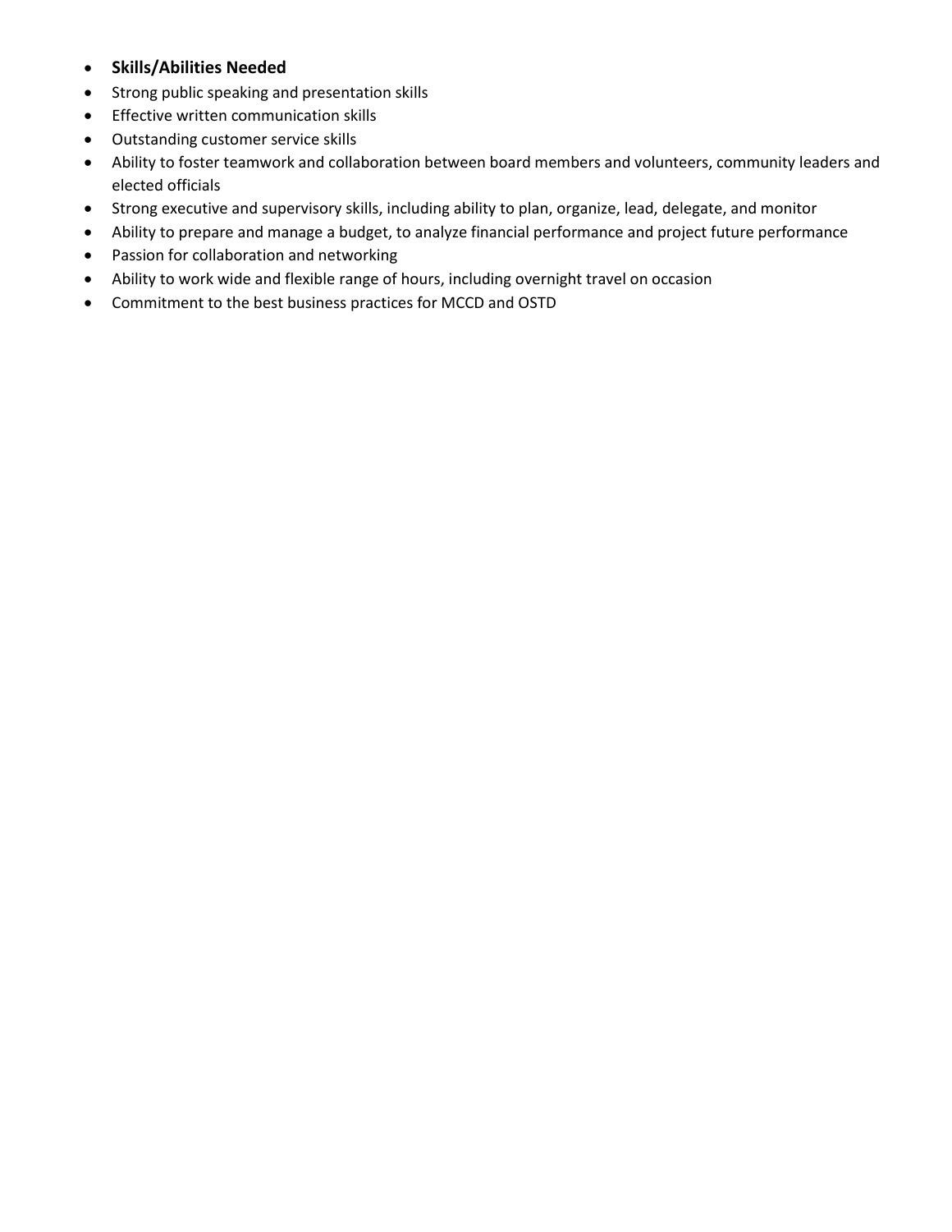- **Skills/Abilities Needed**
- Strong public speaking and presentation skills
- Effective written communication skills
- Outstanding customer service skills
- Ability to foster teamwork and collaboration between board members and volunteers, community leaders and elected officials
- Strong executive and supervisory skills, including ability to plan, organize, lead, delegate, and monitor
- Ability to prepare and manage a budget, to analyze financial performance and project future performance
- Passion for collaboration and networking
- Ability to work wide and flexible range of hours, including overnight travel on occasion
- Commitment to the best business practices for MCCD and OSTD